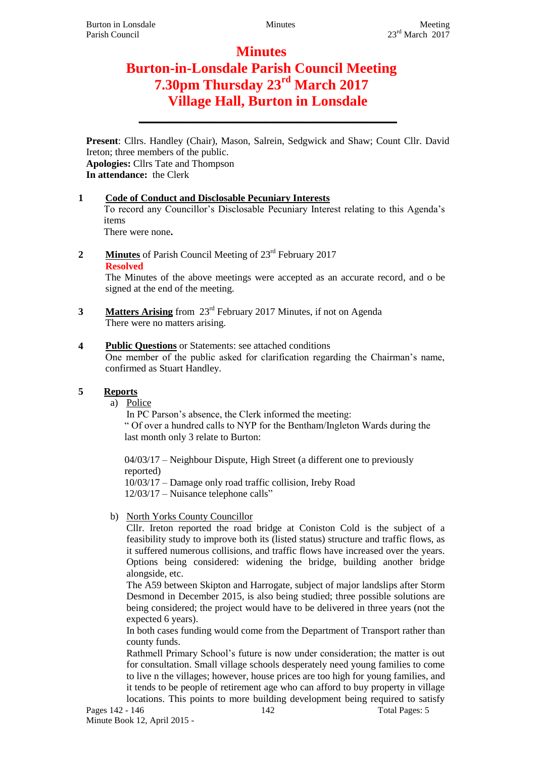# Minutes

# Burton-in-Lonsdale Parish Council Meeting
# 7.30pm Thursday 23rd March 2017
# Village Hall, Burton in Lonsdale

---

**Present**: Cllrs. Handley (Chair), Mason, Salrein, Sedgwick and Shaw; Count Cllr. David Ireton; three members of the public.
**Apologies:** Cllrs Tate and Thompson
**In attendance:** the Clerk

**1 Code of Conduct and Disclosable Pecuniary Interests**
To record any Councillor's Disclosable Pecuniary Interest relating to this Agenda's items
There were none**.**

**2 Minutes** of Parish Council Meeting of 23rd February 2017
**Resolved**
The Minutes of the above meetings were accepted as an accurate record, and o be signed at the end of the meeting.

**3 Matters Arising** from 23rd February 2017 Minutes, if not on Agenda
There were no matters arising.

**4 Public Questions** or Statements: see attached conditions
One member of the public asked for clarification regarding the Chairman's name, confirmed as Stuart Handley.

**5 Reports**

a) Police
In PC Parson's absence, the Clerk informed the meeting:
" Of over a hundred calls to NYP for the Bentham/Ingleton Wards during the last month only 3 relate to Burton:

04/03/17 – Neighbour Dispute, High Street (a different one to previously reported)
10/03/17 – Damage only road traffic collision, Ireby Road
12/03/17 – Nuisance telephone calls"

b) North Yorks County Councillor
Cllr. Ireton reported the road bridge at Coniston Cold is the subject of a feasibility study to improve both its (listed status) structure and traffic flows, as it suffered numerous collisions, and traffic flows have increased over the years. Options being considered: widening the bridge, building another bridge alongside, etc.
The A59 between Skipton and Harrogate, subject of major landslips after Storm Desmond in December 2015, is also being studied; three possible solutions are being considered; the project would have to be delivered in three years (not the expected 6 years).
In both cases funding would come from the Department of Transport rather than county funds.
Rathmell Primary School's future is now under consideration; the matter is out for consultation. Small village schools desperately need young families to come to live n the villages; however, house prices are too high for young families, and it tends to be people of retirement age who can afford to buy property in village locations. This points to more building development being required to satisfy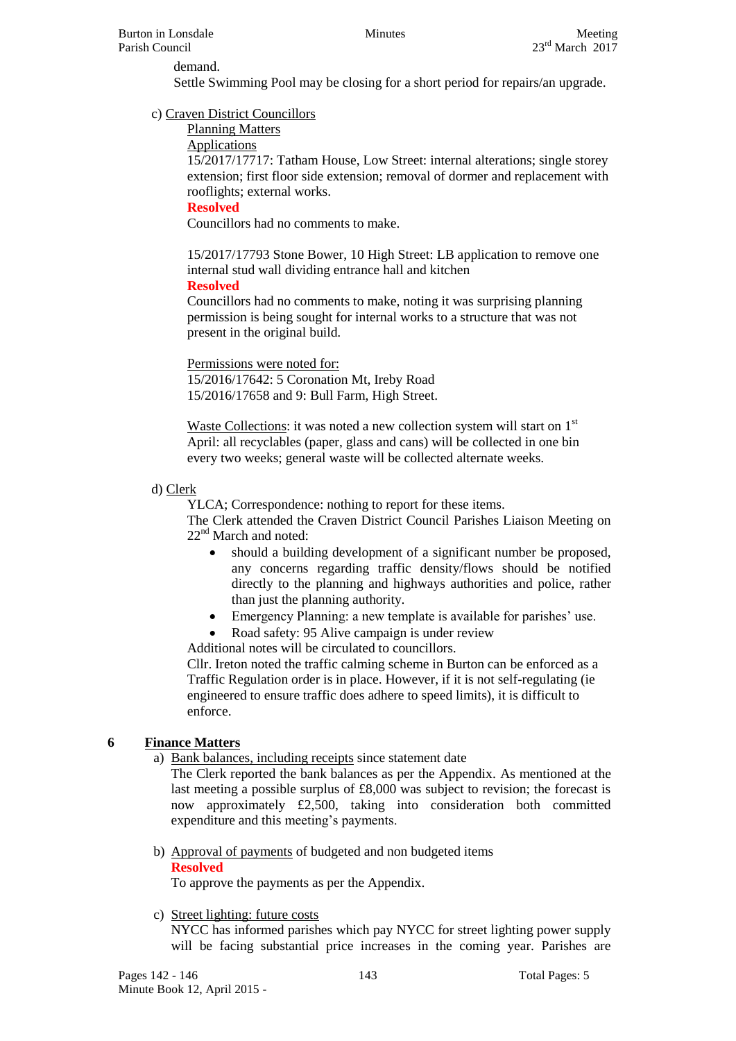demand.

Settle Swimming Pool may be closing for a short period for repairs/an upgrade.

c) Craven District Councillors

Planning Matters

Applications

15/2017/17717: Tatham House, Low Street: internal alterations; single storey extension; first floor side extension; removal of dormer and replacement with rooflights; external works.

**Resolved**

Councillors had no comments to make.

15/2017/17793 Stone Bower, 10 High Street: LB application to remove one internal stud wall dividing entrance hall and kitchen

**Resolved**

Councillors had no comments to make, noting it was surprising planning permission is being sought for internal works to a structure that was not present in the original build.

Permissions were noted for:

15/2016/17642: 5 Coronation Mt, Ireby Road

15/2016/17658 and 9: Bull Farm, High Street.

Waste Collections: it was noted a new collection system will start on 1st April: all recyclables (paper, glass and cans) will be collected in one bin every two weeks; general waste will be collected alternate weeks.

d) Clerk

YLCA; Correspondence: nothing to report for these items.

The Clerk attended the Craven District Council Parishes Liaison Meeting on 22nd March and noted:

- should a building development of a significant number be proposed, any concerns regarding traffic density/flows should be notified directly to the planning and highways authorities and police, rather than just the planning authority.
- Emergency Planning: a new template is available for parishes' use.
- Road safety: 95 Alive campaign is under review

Additional notes will be circulated to councillors.

Cllr. Ireton noted the traffic calming scheme in Burton can be enforced as a Traffic Regulation order is in place. However, if it is not self-regulating (ie engineered to ensure traffic does adhere to speed limits), it is difficult to enforce.

## 6 Finance Matters

a) Bank balances, including receipts since statement date

The Clerk reported the bank balances as per the Appendix. As mentioned at the last meeting a possible surplus of £8,000 was subject to revision; the forecast is now approximately £2,500, taking into consideration both committed expenditure and this meeting's payments.

b) Approval of payments of budgeted and non budgeted items

**Resolved**

To approve the payments as per the Appendix.

c) Street lighting: future costs

NYCC has informed parishes which pay NYCC for street lighting power supply will be facing substantial price increases in the coming year. Parishes are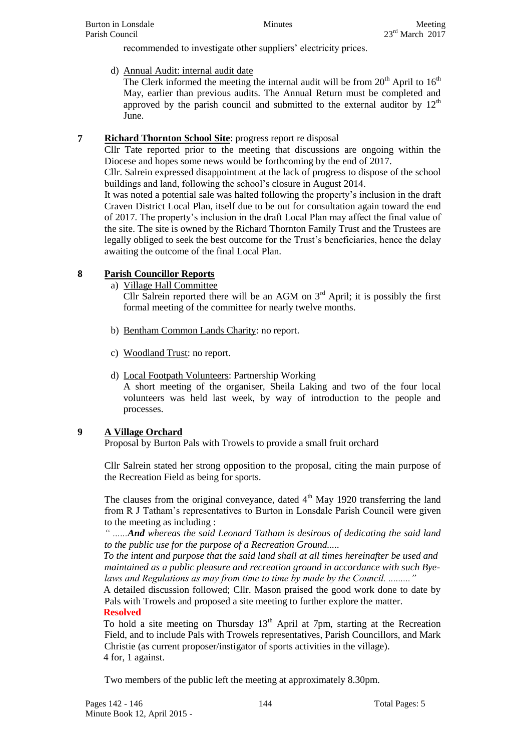recommended to investigate other suppliers' electricity prices.

d) Annual Audit: internal audit date

The Clerk informed the meeting the internal audit will be from 20th April to 16th May, earlier than previous audits. The Annual Return must be completed and approved by the parish council and submitted to the external auditor by 12th June.

## 7 **Richard Thornton School Site**: progress report re disposal

Cllr Tate reported prior to the meeting that discussions are ongoing within the Diocese and hopes some news would be forthcoming by the end of 2017.

Cllr. Salrein expressed disappointment at the lack of progress to dispose of the school buildings and land, following the school's closure in August 2014.

It was noted a potential sale was halted following the property's inclusion in the draft Craven District Local Plan, itself due to be out for consultation again toward the end of 2017. The property's inclusion in the draft Local Plan may affect the final value of the site. The site is owned by the Richard Thornton Family Trust and the Trustees are legally obliged to seek the best outcome for the Trust's beneficiaries, hence the delay awaiting the outcome of the final Local Plan.

## 8 **Parish Councillor Reports**

a) Village Hall Committee

Cllr Salrein reported there will be an AGM on 3rd April; it is possibly the first formal meeting of the committee for nearly twelve months.

b) Bentham Common Lands Charity: no report.

c) Woodland Trust: no report.

d) Local Footpath Volunteers: Partnership Working

A short meeting of the organiser, Sheila Laking and two of the four local volunteers was held last week, by way of introduction to the people and processes.

## 9 **A Village Orchard**

Proposal by Burton Pals with Trowels to provide a small fruit orchard

Cllr Salrein stated her strong opposition to the proposal, citing the main purpose of the Recreation Field as being for sports.

The clauses from the original conveyance, dated 4th May 1920 transferring the land from R J Tatham's representatives to Burton in Lonsdale Parish Council were given to the meeting as including :

*" ......**And** whereas the said Leonard Tatham is desirous of dedicating the said land to the public use for the purpose of a Recreation Ground.....*

*To the intent and purpose that the said land shall at all times hereinafter be used and maintained as a public pleasure and recreation ground in accordance with such Bye-laws and Regulations as may from time to time by made by the Council. ........."*

A detailed discussion followed; Cllr. Mason praised the good work done to date by Pals with Trowels and proposed a site meeting to further explore the matter.

**Resolved**

To hold a site meeting on Thursday 13th April at 7pm, starting at the Recreation Field, and to include Pals with Trowels representatives, Parish Councillors, and Mark Christie (as current proposer/instigator of sports activities in the village).

4 for, 1 against.

Two members of the public left the meeting at approximately 8.30pm.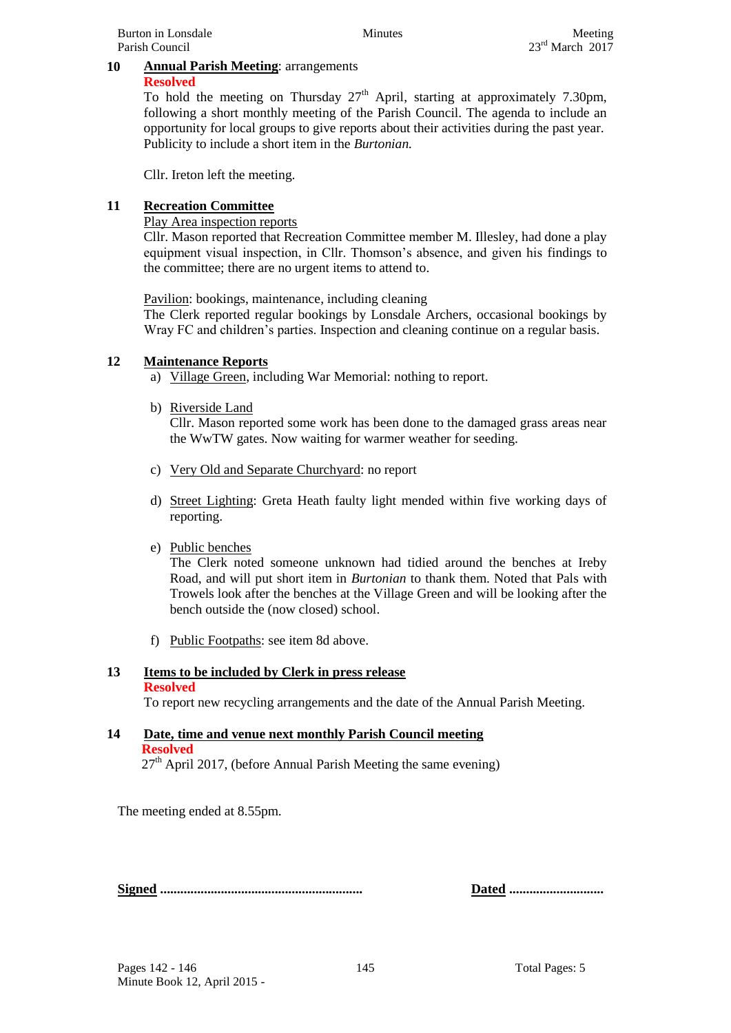**10** **Annual Parish Meeting**: arrangements

**Resolved**

To hold the meeting on Thursday 27th April, starting at approximately 7.30pm, following a short monthly meeting of the Parish Council. The agenda to include an opportunity for local groups to give reports about their activities during the past year. Publicity to include a short item in the *Burtonian.*

Cllr. Ireton left the meeting.

**11** **Recreation Committee**

Play Area inspection reports

Cllr. Mason reported that Recreation Committee member M. Illesley, had done a play equipment visual inspection, in Cllr. Thomson's absence, and given his findings to the committee; there are no urgent items to attend to.

Pavilion: bookings, maintenance, including cleaning

The Clerk reported regular bookings by Lonsdale Archers, occasional bookings by Wray FC and children's parties. Inspection and cleaning continue on a regular basis.

**12** **Maintenance Reports**

a) Village Green, including War Memorial: nothing to report.

b) Riverside Land

Cllr. Mason reported some work has been done to the damaged grass areas near the WwTW gates. Now waiting for warmer weather for seeding.

c) Very Old and Separate Churchyard: no report

d) Street Lighting: Greta Heath faulty light mended within five working days of reporting.

e) Public benches

The Clerk noted someone unknown had tidied around the benches at Ireby Road, and will put short item in *Burtonian* to thank them. Noted that Pals with Trowels look after the benches at the Village Green and will be looking after the bench outside the (now closed) school.

f) Public Footpaths: see item 8d above.

**13** **Items to be included by Clerk in press release**

**Resolved**

To report new recycling arrangements and the date of the Annual Parish Meeting.

**14** **Date, time and venue next monthly Parish Council meeting**

**Resolved**

27th April 2017, (before Annual Parish Meeting the same evening)

The meeting ended at 8.55pm.

**Signed** ........................................................... **Dated** ............................

Pages 142 - 146
Minute Book 12, April 2015 -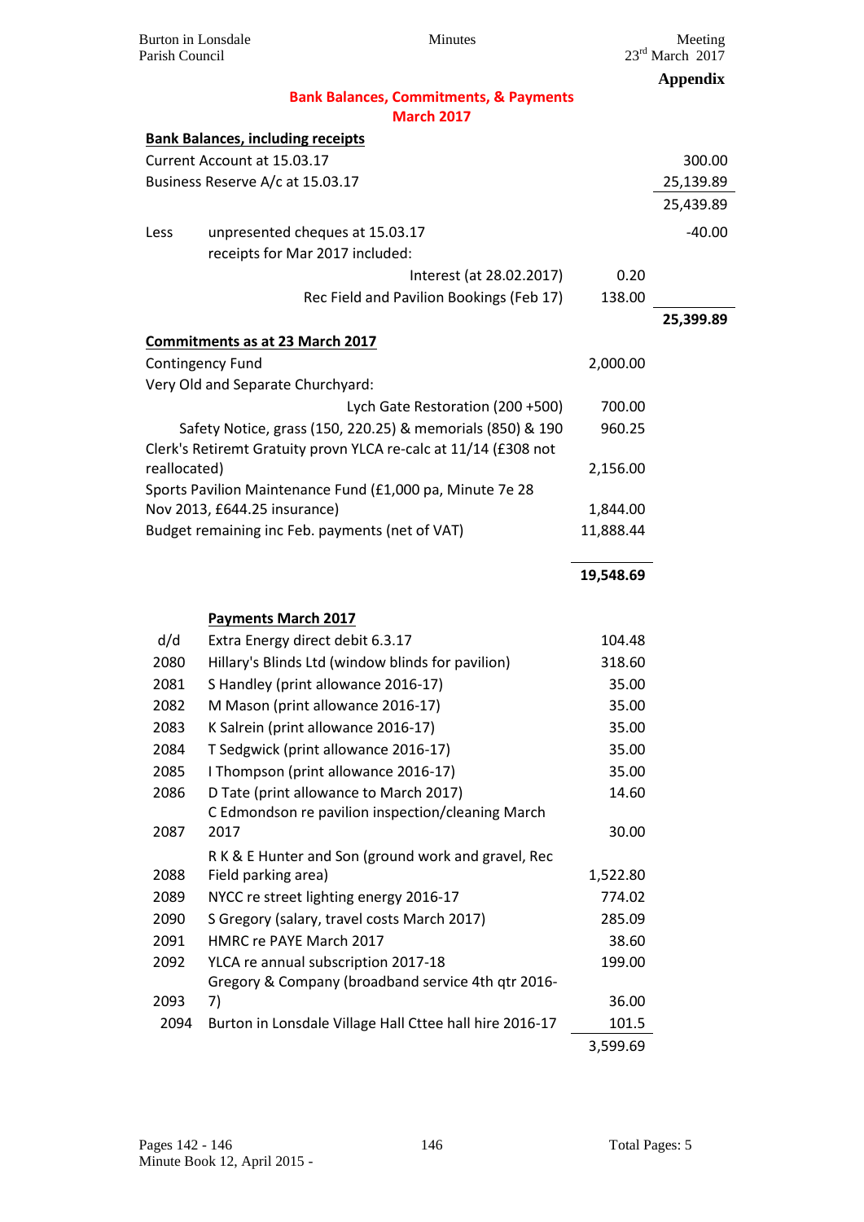**Appendix**

## Bank Balances, Commitments, & Payments March 2017

| | | | |
|---|---|---|---|
| **Bank Balances, including receipts** | | | |
| Current Account at 15.03.17 | | | 300.00 |
| Business Reserve A/c at 15.03.17 | | | 25,139.89 |
| | | | 25,439.89 |
| Less | unpresented cheques at 15.03.17 | | -40.00 |
| | receipts for Mar 2017 included: | | |
| | Interest (at 28.02.2017) | 0.20 | |
| | Rec Field and Pavilion Bookings (Feb 17) | 138.00 | |
| | | | **25,399.89** |

| | | |
|---|---|---|
| **Commitments as at 23 March 2017** | | |
| Contingency Fund | | 2,000.00 |
| Very Old and Separate Churchyard: | | |
| | Lych Gate Restoration (200 +500) | 700.00 |
| | Safety Notice, grass (150, 220.25) & memorials (850) & 190 | 960.25 |
| Clerk's Retiremt Gratuity provn YLCA re-calc at 11/14 (£308 not reallocated) | | 2,156.00 |
| Sports Pavilion Maintenance Fund (£1,000 pa, Minute 7e 28 Nov 2013, £644.25 insurance) | | 1,844.00 |
| Budget remaining inc Feb. payments (net of VAT) | | 11,888.44 |
| | | **19,548.69** |

| | **Payments March 2017** | |
|---|---|---|
| d/d | Extra Energy direct debit 6.3.17 | 104.48 |
| 2080 | Hillary's Blinds Ltd (window blinds for pavilion) | 318.60 |
| 2081 | S Handley (print allowance 2016-17) | 35.00 |
| 2082 | M Mason (print allowance 2016-17) | 35.00 |
| 2083 | K Salrein (print allowance 2016-17) | 35.00 |
| 2084 | T Sedgwick (print allowance 2016-17) | 35.00 |
| 2085 | I Thompson (print allowance 2016-17) | 35.00 |
| 2086 | D Tate (print allowance to March 2017) | 14.60 |
| 2087 | C Edmondson re pavilion inspection/cleaning March 2017 | 30.00 |
| 2088 | R K & E Hunter and Son (ground work and gravel, Rec Field parking area) | 1,522.80 |
| 2089 | NYCC re street lighting energy 2016-17 | 774.02 |
| 2090 | S Gregory (salary, travel costs March 2017) | 285.09 |
| 2091 | HMRC re PAYE March 2017 | 38.60 |
| 2092 | YLCA re annual subscription 2017-18 | 199.00 |
| 2093 | Gregory & Company (broadband service 4th qtr 2016-7) | 36.00 |
| 2094 | Burton in Lonsdale Village Hall Cttee hall hire 2016-17 | 101.5 |
| | | 3,599.69 |